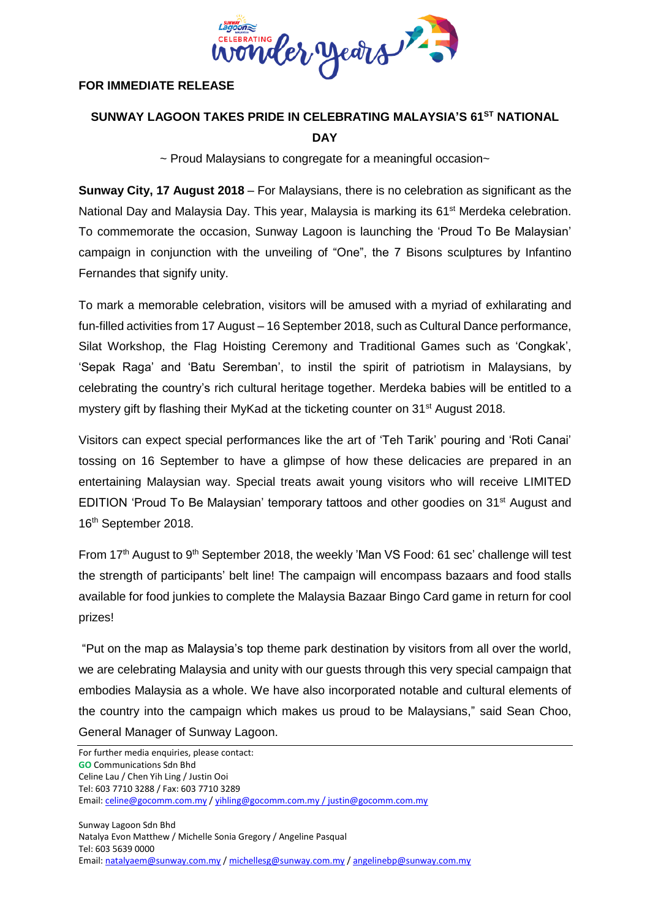**FOR IMMEDIATE RELEASE**

## SUNWAY LAGOON TAKES PRIDE IN CELEBRATING MALAYSIA'S 61ST NATIONAL DAY

~ Proud Malaysians to congregate for a meaningful occasion~

**Sunway City, 17 August 2018** – For Malaysians, there is no celebration as significant as the National Day and Malaysia Day. This year, Malaysia is marking its 61st Merdeka celebration. To commemorate the occasion, Sunway Lagoon is launching the 'Proud To Be Malaysian' campaign in conjunction with the unveiling of "One", the 7 Bisons sculptures by Infantino Fernandes that signify unity.

To mark a memorable celebration, visitors will be amused with a myriad of exhilarating and fun-filled activities from 17 August – 16 September 2018, such as Cultural Dance performance, Silat Workshop, the Flag Hoisting Ceremony and Traditional Games such as 'Congkak', 'Sepak Raga' and 'Batu Seremban', to instil the spirit of patriotism in Malaysians, by celebrating the country's rich cultural heritage together. Merdeka babies will be entitled to a mystery gift by flashing their MyKad at the ticketing counter on 31st August 2018.

Visitors can expect special performances like the art of 'Teh Tarik' pouring and 'Roti Canai' tossing on 16 September to have a glimpse of how these delicacies are prepared in an entertaining Malaysian way. Special treats await young visitors who will receive LIMITED EDITION 'Proud To Be Malaysian' temporary tattoos and other goodies on 31st August and 16th September 2018.

From 17th August to 9th September 2018, the weekly 'Man VS Food: 61 sec' challenge will test the strength of participants' belt line! The campaign will encompass bazaars and food stalls available for food junkies to complete the Malaysia Bazaar Bingo Card game in return for cool prizes!

"Put on the map as Malaysia's top theme park destination by visitors from all over the world, we are celebrating Malaysia and unity with our guests through this very special campaign that embodies Malaysia as a whole. We have also incorporated notable and cultural elements of the country into the campaign which makes us proud to be Malaysians," said Sean Choo, General Manager of Sunway Lagoon.

---

For further media enquiries, please contact:
**GO** Communications Sdn Bhd
Celine Lau / Chen Yih Ling / Justin Ooi
Tel: 603 7710 3288 / Fax: 603 7710 3289
Email: celine@gocomm.com.my / yihling@gocomm.com.my / justin@gocomm.com.my

Sunway Lagoon Sdn Bhd
Natalya Evon Matthew / Michelle Sonia Gregory / Angeline Pasqual
Tel: 603 5639 0000
Email: natalyaem@sunway.com.my / michellesg@sunway.com.my / angelinebp@sunway.com.my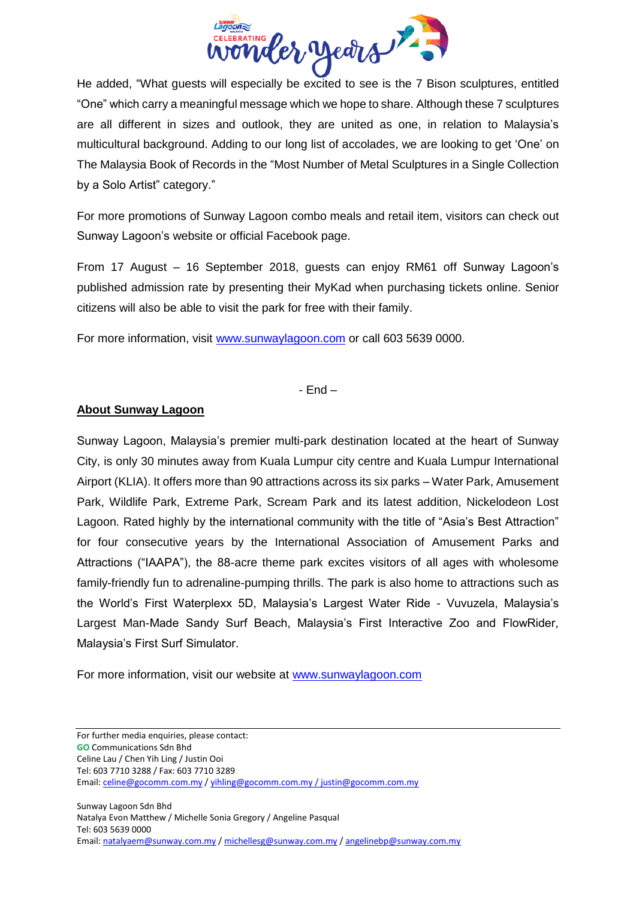He added, "What guests will especially be excited to see is the 7 Bison sculptures, entitled "One" which carry a meaningful message which we hope to share. Although these 7 sculptures are all different in sizes and outlook, they are united as one, in relation to Malaysia's multicultural background. Adding to our long list of accolades, we are looking to get 'One' on The Malaysia Book of Records in the "Most Number of Metal Sculptures in a Single Collection by a Solo Artist" category."

For more promotions of Sunway Lagoon combo meals and retail item, visitors can check out Sunway Lagoon's website or official Facebook page.

From 17 August – 16 September 2018, guests can enjoy RM61 off Sunway Lagoon's published admission rate by presenting their MyKad when purchasing tickets online. Senior citizens will also be able to visit the park for free with their family.

For more information, visit [www.sunwaylagoon.com](http://www.sunwaylagoon.com) or call 603 5639 0000.

- End –

## About Sunway Lagoon

Sunway Lagoon, Malaysia's premier multi-park destination located at the heart of Sunway City, is only 30 minutes away from Kuala Lumpur city centre and Kuala Lumpur International Airport (KLIA). It offers more than 90 attractions across its six parks – Water Park, Amusement Park, Wildlife Park, Extreme Park, Scream Park and its latest addition, Nickelodeon Lost Lagoon. Rated highly by the international community with the title of "Asia's Best Attraction" for four consecutive years by the International Association of Amusement Parks and Attractions ("IAAPA"), the 88-acre theme park excites visitors of all ages with wholesome family-friendly fun to adrenaline-pumping thrills. The park is also home to attractions such as the World's First Waterplexx 5D, Malaysia's Largest Water Ride - Vuvuzela, Malaysia's Largest Man-Made Sandy Surf Beach, Malaysia's First Interactive Zoo and FlowRider, Malaysia's First Surf Simulator.

For more information, visit our website at [www.sunwaylagoon.com](http://www.sunwaylagoon.com)

---

For further media enquiries, please contact:
**GO** Communications Sdn Bhd
Celine Lau / Chen Yih Ling / Justin Ooi
Tel: 603 7710 3288 / Fax: 603 7710 3289
Email: celine@gocomm.com.my / yihling@gocomm.com.my / justin@gocomm.com.my

Sunway Lagoon Sdn Bhd
Natalya Evon Matthew / Michelle Sonia Gregory / Angeline Pasqual
Tel: 603 5639 0000
Email: natalyaem@sunway.com.my / michellesg@sunway.com.my / angelinebp@sunway.com.my